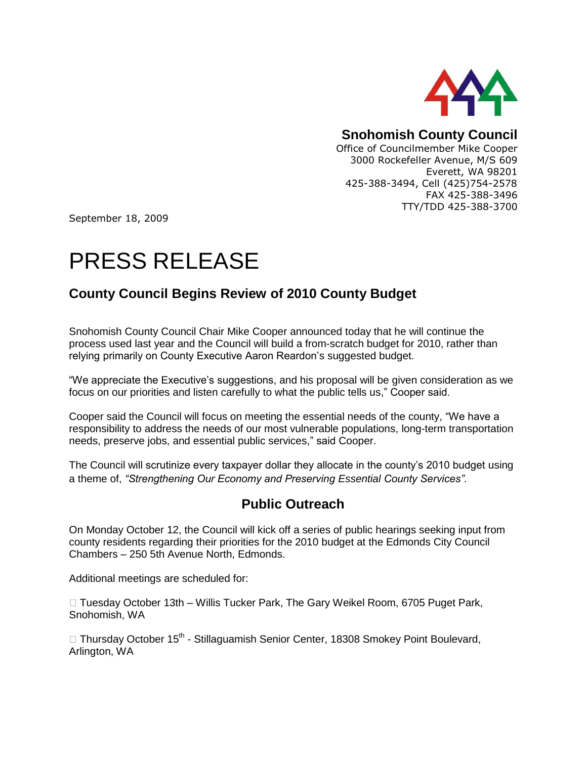**Snohomish County Council**
Office of Councilmember Mike Cooper
3000 Rockefeller Avenue, M/S 609
Everett, WA 98201
425-388-3494, Cell (425)754-2578
FAX 425-388-3496
TTY/TDD 425-388-3700

September 18, 2009

# PRESS RELEASE

## County Council Begins Review of 2010 County Budget

Snohomish County Council Chair Mike Cooper announced today that he will continue the process used last year and the Council will build a from-scratch budget for 2010, rather than relying primarily on County Executive Aaron Reardon's suggested budget.

"We appreciate the Executive's suggestions, and his proposal will be given consideration as we focus on our priorities and listen carefully to what the public tells us," Cooper said.

Cooper said the Council will focus on meeting the essential needs of the county, "We have a responsibility to address the needs of our most vulnerable populations, long-term transportation needs, preserve jobs, and essential public services," said Cooper.

The Council will scrutinize every taxpayer dollar they allocate in the county's 2010 budget using a theme of, *"Strengthening Our Economy and Preserving Essential County Services"*.

## Public Outreach

On Monday October 12, the Council will kick off a series of public hearings seeking input from county residents regarding their priorities for the 2010 budget at the Edmonds City Council Chambers – 250 5th Avenue North, Edmonds.

Additional meetings are scheduled for:

- Tuesday October 13th – Willis Tucker Park, The Gary Weikel Room, 6705 Puget Park, Snohomish, WA
- Thursday October 15th - Stillaguamish Senior Center, 18308 Smokey Point Boulevard, Arlington, WA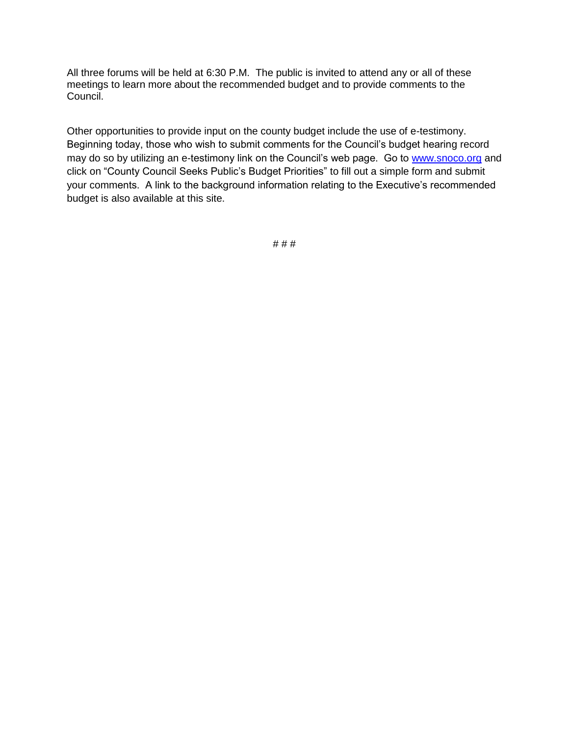All three forums will be held at 6:30 P.M. The public is invited to attend any or all of these meetings to learn more about the recommended budget and to provide comments to the Council.

Other opportunities to provide input on the county budget include the use of e-testimony. Beginning today, those who wish to submit comments for the Council's budget hearing record may do so by utilizing an e-testimony link on the Council's web page. Go to [www.snoco.org](http://www.snoco.org) and click on "County Council Seeks Public's Budget Priorities" to fill out a simple form and submit your comments. A link to the background information relating to the Executive's recommended budget is also available at this site.

# # #